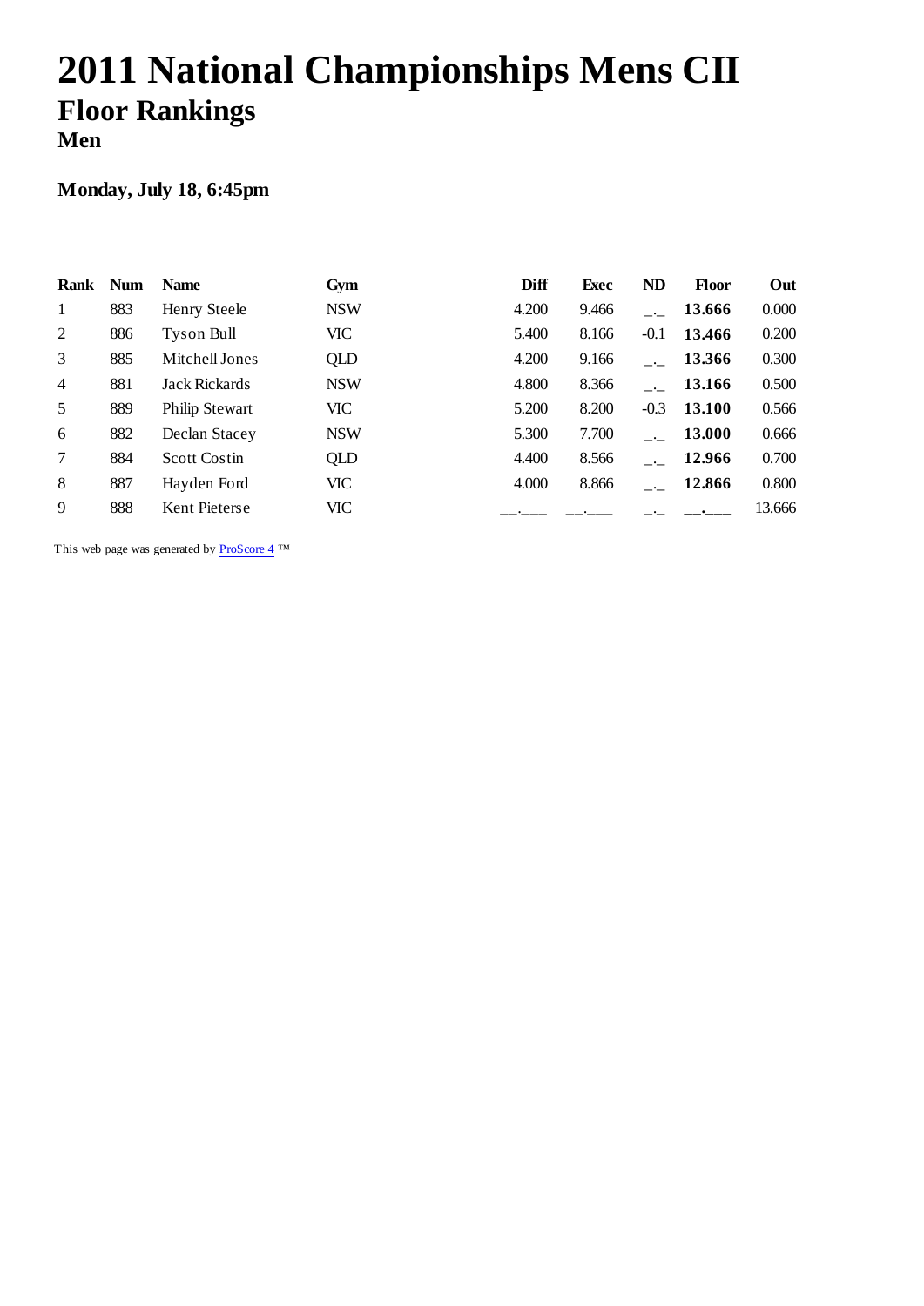# 2011 National Championships Mens CII

## Floor Rankings

### Men

**Monday, July 18, 6:45pm**

| Rank | Num | Name | Gym | Diff | Exec | ND | Floor | Out |
|---|---|---|---|---|---|---|---|---|
| 1 | 883 | Henry Steele | NSW | 4.200 | 9.466 | _._ | **13.666** | 0.000 |
| 2 | 886 | Tyson Bull | VIC | 5.400 | 8.166 | -0.1 | **13.466** | 0.200 |
| 3 | 885 | Mitchell Jones | QLD | 4.200 | 9.166 | _._ | **13.366** | 0.300 |
| 4 | 881 | Jack Rickards | NSW | 4.800 | 8.366 | _._ | **13.166** | 0.500 |
| 5 | 889 | Philip Stewart | VIC | 5.200 | 8.200 | -0.3 | **13.100** | 0.566 |
| 6 | 882 | Declan Stacey | NSW | 5.300 | 7.700 | _._ | **13.000** | 0.666 |
| 7 | 884 | Scott Costin | QLD | 4.400 | 8.566 | _._ | **12.966** | 0.700 |
| 8 | 887 | Hayden Ford | VIC | 4.000 | 8.866 | _._ | **12.866** | 0.800 |
| 9 | 888 | Kent Pieterse | VIC | __.___ | __.___ | _._ | **__.___** | 13.666 |

This web page was generated by ProScore 4 ™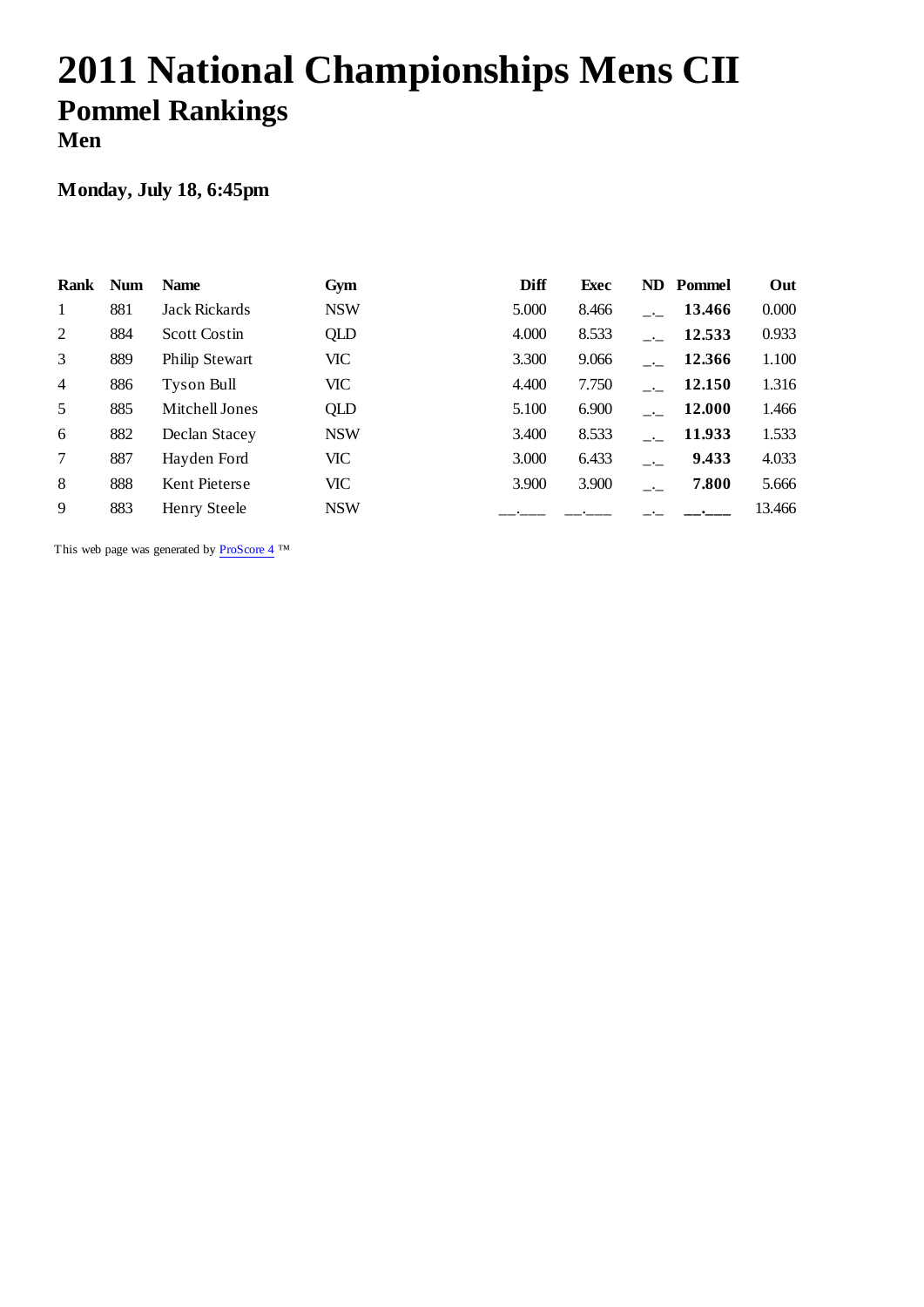# 2011 National Championships Mens CII

## Pommel Rankings

### Men

**Monday, July 18, 6:45pm**

| Rank | Num | Name | Gym | Diff | Exec | ND | Pommel | Out |
|---|---|---|---|---|---|---|---|---|
| 1 | 881 | Jack Rickards | NSW | 5.000 | 8.466 | _._ | **13.466** | 0.000 |
| 2 | 884 | Scott Costin | QLD | 4.000 | 8.533 | _._ | **12.533** | 0.933 |
| 3 | 889 | Philip Stewart | VIC | 3.300 | 9.066 | _._ | **12.366** | 1.100 |
| 4 | 886 | Tyson Bull | VIC | 4.400 | 7.750 | _._ | **12.150** | 1.316 |
| 5 | 885 | Mitchell Jones | QLD | 5.100 | 6.900 | _._ | **12.000** | 1.466 |
| 6 | 882 | Declan Stacey | NSW | 3.400 | 8.533 | _._ | **11.933** | 1.533 |
| 7 | 887 | Hayden Ford | VIC | 3.000 | 6.433 | _._ | **9.433** | 4.033 |
| 8 | 888 | Kent Pieterse | VIC | 3.900 | 3.900 | _._ | **7.800** | 5.666 |
| 9 | 883 | Henry Steele | NSW | __.___ | __.___ | _._ | **__.___** | 13.466 |

This web page was generated by ProScore 4 ™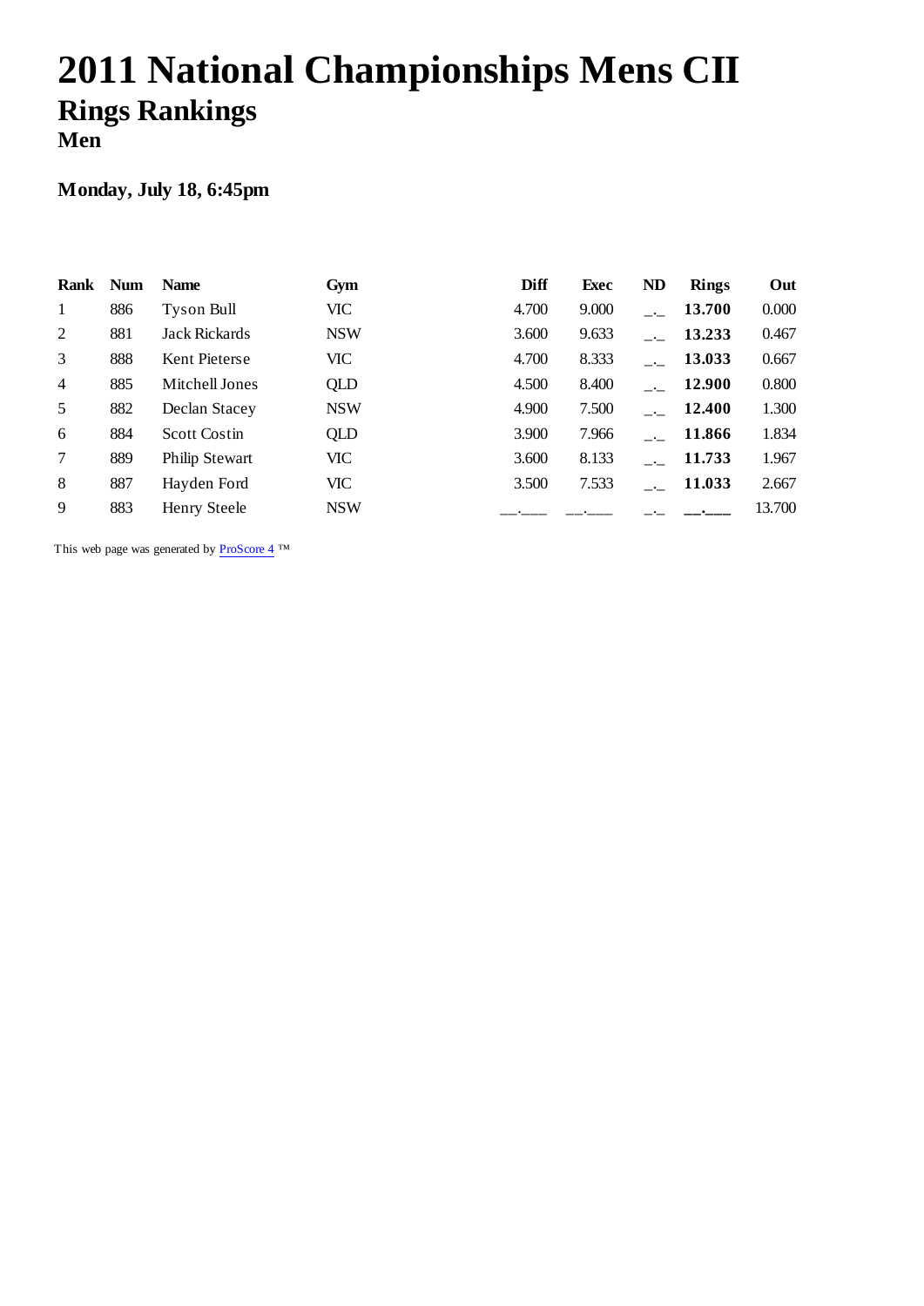# 2011 National Championships Mens CII

## Rings Rankings

### Men

**Monday, July 18, 6:45pm**

| Rank | Num | Name | Gym | Diff | Exec | ND | Rings | Out |
|---|---|---|---|---|---|---|---|---|
| 1 | 886 | Tyson Bull | VIC | 4.700 | 9.000 | _._ | **13.700** | 0.000 |
| 2 | 881 | Jack Rickards | NSW | 3.600 | 9.633 | _._ | **13.233** | 0.467 |
| 3 | 888 | Kent Pieterse | VIC | 4.700 | 8.333 | _._ | **13.033** | 0.667 |
| 4 | 885 | Mitchell Jones | QLD | 4.500 | 8.400 | _._ | **12.900** | 0.800 |
| 5 | 882 | Declan Stacey | NSW | 4.900 | 7.500 | _._ | **12.400** | 1.300 |
| 6 | 884 | Scott Costin | QLD | 3.900 | 7.966 | _._ | **11.866** | 1.834 |
| 7 | 889 | Philip Stewart | VIC | 3.600 | 8.133 | _._ | **11.733** | 1.967 |
| 8 | 887 | Hayden Ford | VIC | 3.500 | 7.533 | _._ | **11.033** | 2.667 |
| 9 | 883 | Henry Steele | NSW | __.___ | __.___ | _._ | **__.___** | 13.700 |

This web page was generated by ProScore 4 ™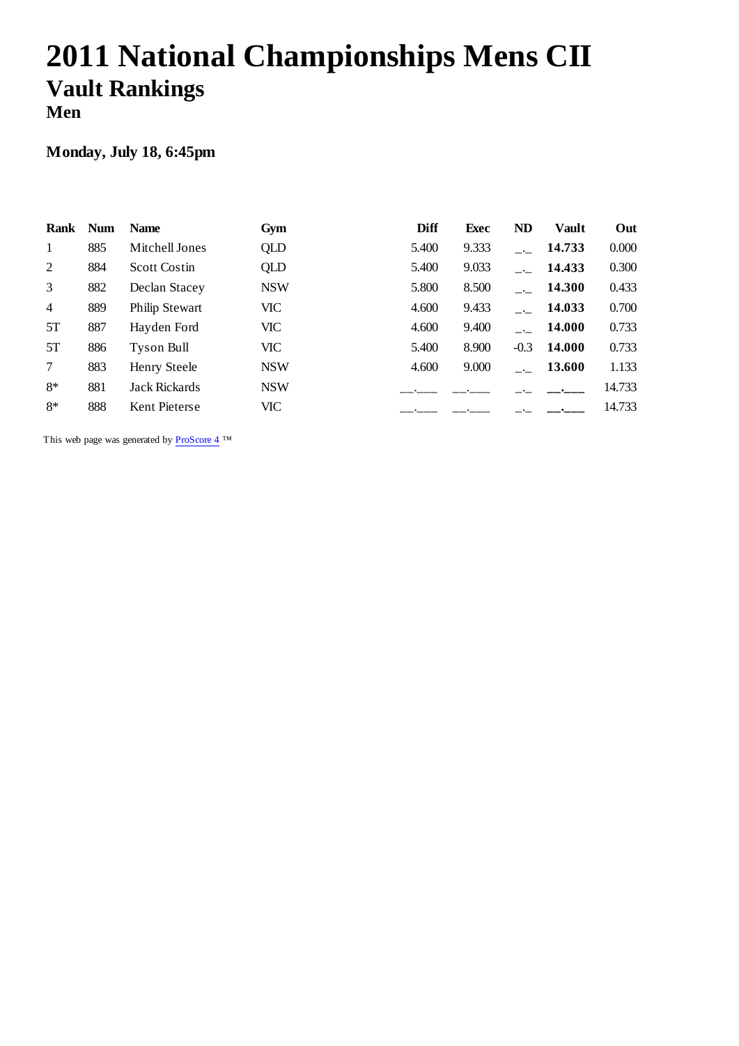# 2011 National Championships Mens CII

## Vault Rankings

### Men

**Monday, July 18, 6:45pm**

| Rank | Num | Name | Gym | Diff | Exec | ND | Vault | Out |
|---|---|---|---|---|---|---|---|---|
| 1 | 885 | Mitchell Jones | QLD | 5.400 | 9.333 | _._ | **14.733** | 0.000 |
| 2 | 884 | Scott Costin | QLD | 5.400 | 9.033 | _._ | **14.433** | 0.300 |
| 3 | 882 | Declan Stacey | NSW | 5.800 | 8.500 | _._ | **14.300** | 0.433 |
| 4 | 889 | Philip Stewart | VIC | 4.600 | 9.433 | _._ | **14.033** | 0.700 |
| 5T | 887 | Hayden Ford | VIC | 4.600 | 9.400 | _._ | **14.000** | 0.733 |
| 5T | 886 | Tyson Bull | VIC | 5.400 | 8.900 | -0.3 | **14.000** | 0.733 |
| 7 | 883 | Henry Steele | NSW | 4.600 | 9.000 | _._ | **13.600** | 1.133 |
| 8* | 881 | Jack Rickards | NSW | __.___ | __.___ | _._ | **__.___** | 14.733 |
| 8* | 888 | Kent Pieterse | VIC | __.___ | __.___ | _._ | **__.___** | 14.733 |

This web page was generated by ProScore 4 ™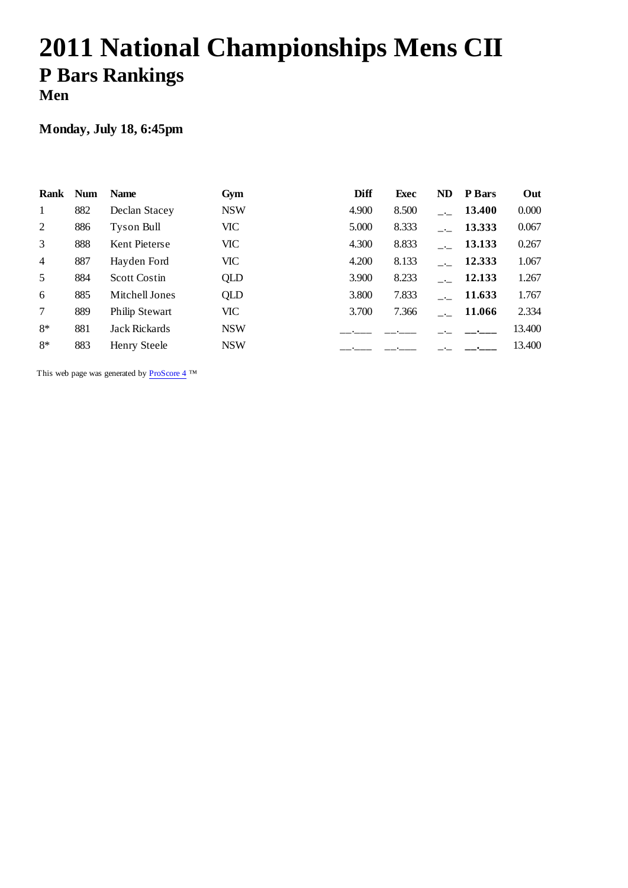# 2011 National Championships Mens CII

## P Bars Rankings

### Men

**Monday, July 18, 6:45pm**

| Rank | Num | Name | Gym | Diff | Exec | ND | P Bars | Out |
|---|---|---|---|---|---|---|---|---|
| 1 | 882 | Declan Stacey | NSW | 4.900 | 8.500 | _._ | **13.400** | 0.000 |
| 2 | 886 | Tyson Bull | VIC | 5.000 | 8.333 | _._ | **13.333** | 0.067 |
| 3 | 888 | Kent Pieterse | VIC | 4.300 | 8.833 | _._ | **13.133** | 0.267 |
| 4 | 887 | Hayden Ford | VIC | 4.200 | 8.133 | _._ | **12.333** | 1.067 |
| 5 | 884 | Scott Costin | QLD | 3.900 | 8.233 | _._ | **12.133** | 1.267 |
| 6 | 885 | Mitchell Jones | QLD | 3.800 | 7.833 | _._ | **11.633** | 1.767 |
| 7 | 889 | Philip Stewart | VIC | 3.700 | 7.366 | _._ | **11.066** | 2.334 |
| 8* | 881 | Jack Rickards | NSW | __.___ | __.___ | _._ | **__.___** | 13.400 |
| 8* | 883 | Henry Steele | NSW | __.___ | __.___ | _._ | **__.___** | 13.400 |

This web page was generated by ProScore 4 ™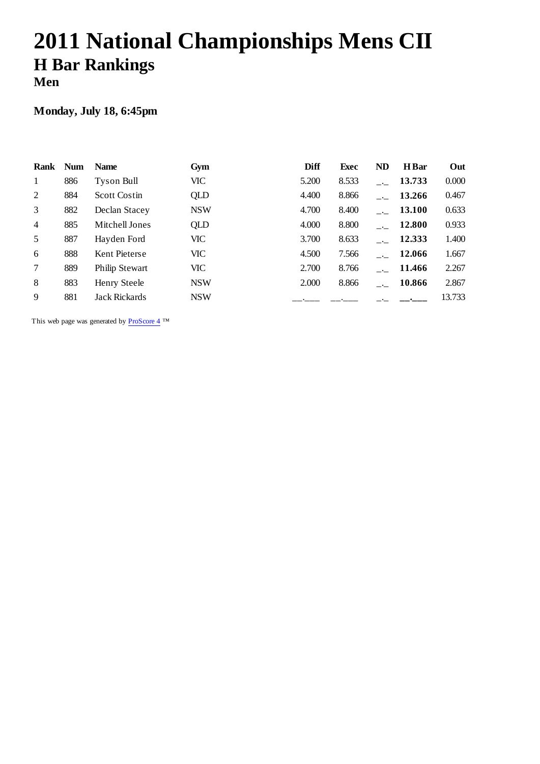# 2011 National Championships Mens CII

## H Bar Rankings

### Men

**Monday, July 18, 6:45pm**

| Rank | Num | Name | Gym | Diff | Exec | ND | H Bar | Out |
|---|---|---|---|---|---|---|---|---|
| 1 | 886 | Tyson Bull | VIC | 5.200 | 8.533 | _._ | **13.733** | 0.000 |
| 2 | 884 | Scott Costin | QLD | 4.400 | 8.866 | _._ | **13.266** | 0.467 |
| 3 | 882 | Declan Stacey | NSW | 4.700 | 8.400 | _._ | **13.100** | 0.633 |
| 4 | 885 | Mitchell Jones | QLD | 4.000 | 8.800 | _._ | **12.800** | 0.933 |
| 5 | 887 | Hayden Ford | VIC | 3.700 | 8.633 | _._ | **12.333** | 1.400 |
| 6 | 888 | Kent Pieterse | VIC | 4.500 | 7.566 | _._ | **12.066** | 1.667 |
| 7 | 889 | Philip Stewart | VIC | 2.700 | 8.766 | _._ | **11.466** | 2.267 |
| 8 | 883 | Henry Steele | NSW | 2.000 | 8.866 | _._ | **10.866** | 2.867 |
| 9 | 881 | Jack Rickards | NSW | __.___ | __.___ | _._ | **__.___** | 13.733 |

This web page was generated by ProScore 4 ™